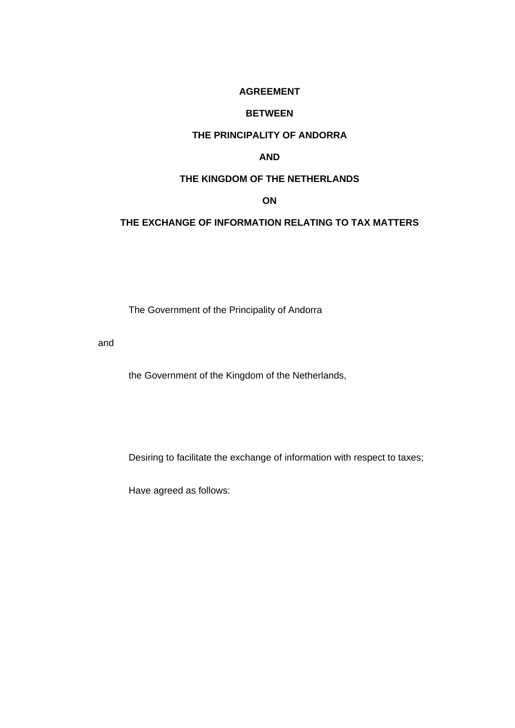# AGREEMENT

# BETWEEN

# THE PRINCIPALITY OF ANDORRA

# AND

# THE KINGDOM OF THE NETHERLANDS

# ON

# THE EXCHANGE OF INFORMATION RELATING TO TAX MATTERS

The Government of the Principality of Andorra

and

the Government of the Kingdom of the Netherlands,

Desiring to facilitate the exchange of information with respect to taxes;

Have agreed as follows: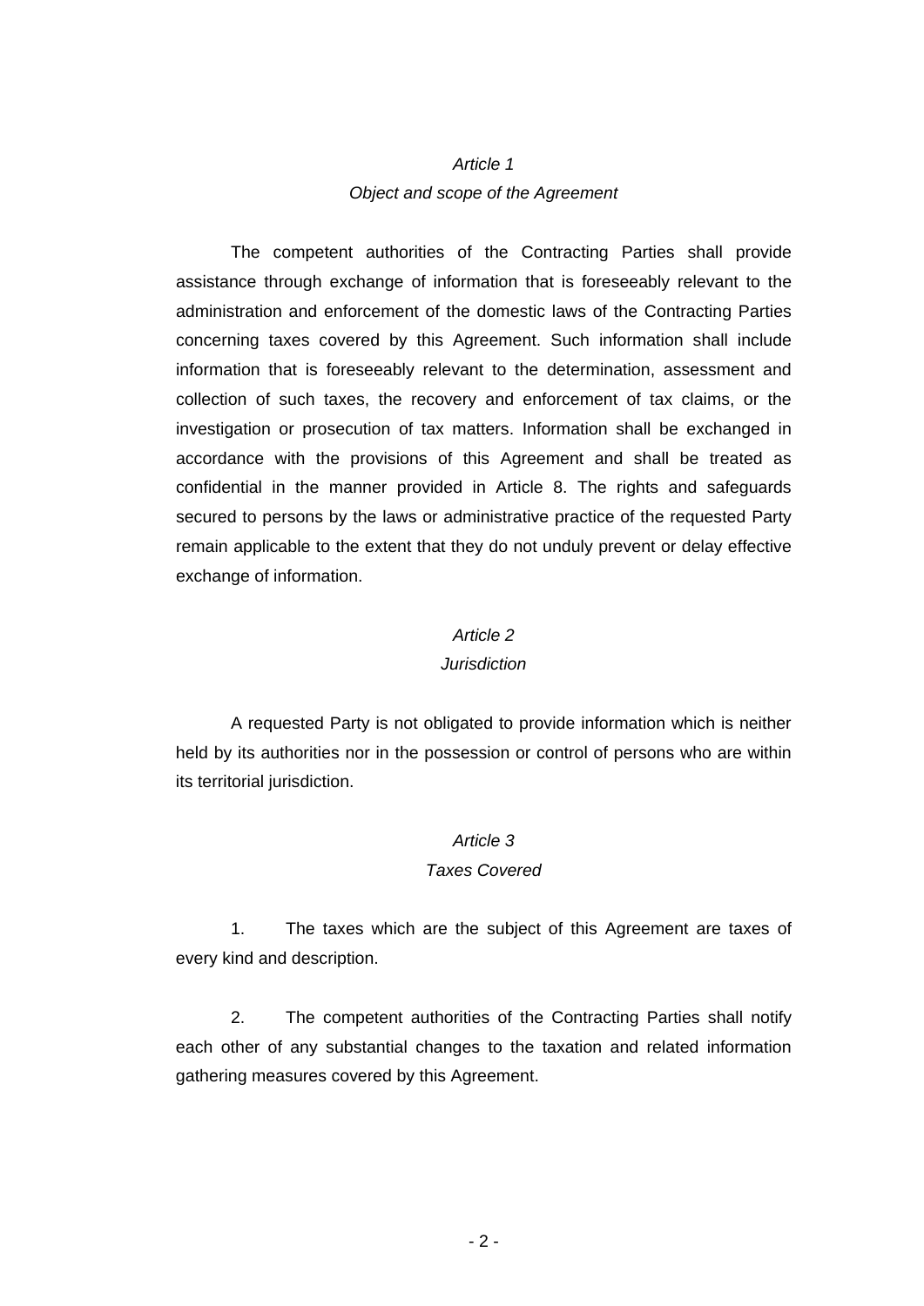*Article 1*

*Object and scope of the Agreement*

The competent authorities of the Contracting Parties shall provide assistance through exchange of information that is foreseeably relevant to the administration and enforcement of the domestic laws of the Contracting Parties concerning taxes covered by this Agreement. Such information shall include information that is foreseeably relevant to the determination, assessment and collection of such taxes, the recovery and enforcement of tax claims, or the investigation or prosecution of tax matters. Information shall be exchanged in accordance with the provisions of this Agreement and shall be treated as confidential in the manner provided in Article 8. The rights and safeguards secured to persons by the laws or administrative practice of the requested Party remain applicable to the extent that they do not unduly prevent or delay effective exchange of information.

*Article 2*

*Jurisdiction*

A requested Party is not obligated to provide information which is neither held by its authorities nor in the possession or control of persons who are within its territorial jurisdiction.

*Article 3*

*Taxes Covered*

1. The taxes which are the subject of this Agreement are taxes of every kind and description.

2. The competent authorities of the Contracting Parties shall notify each other of any substantial changes to the taxation and related information gathering measures covered by this Agreement.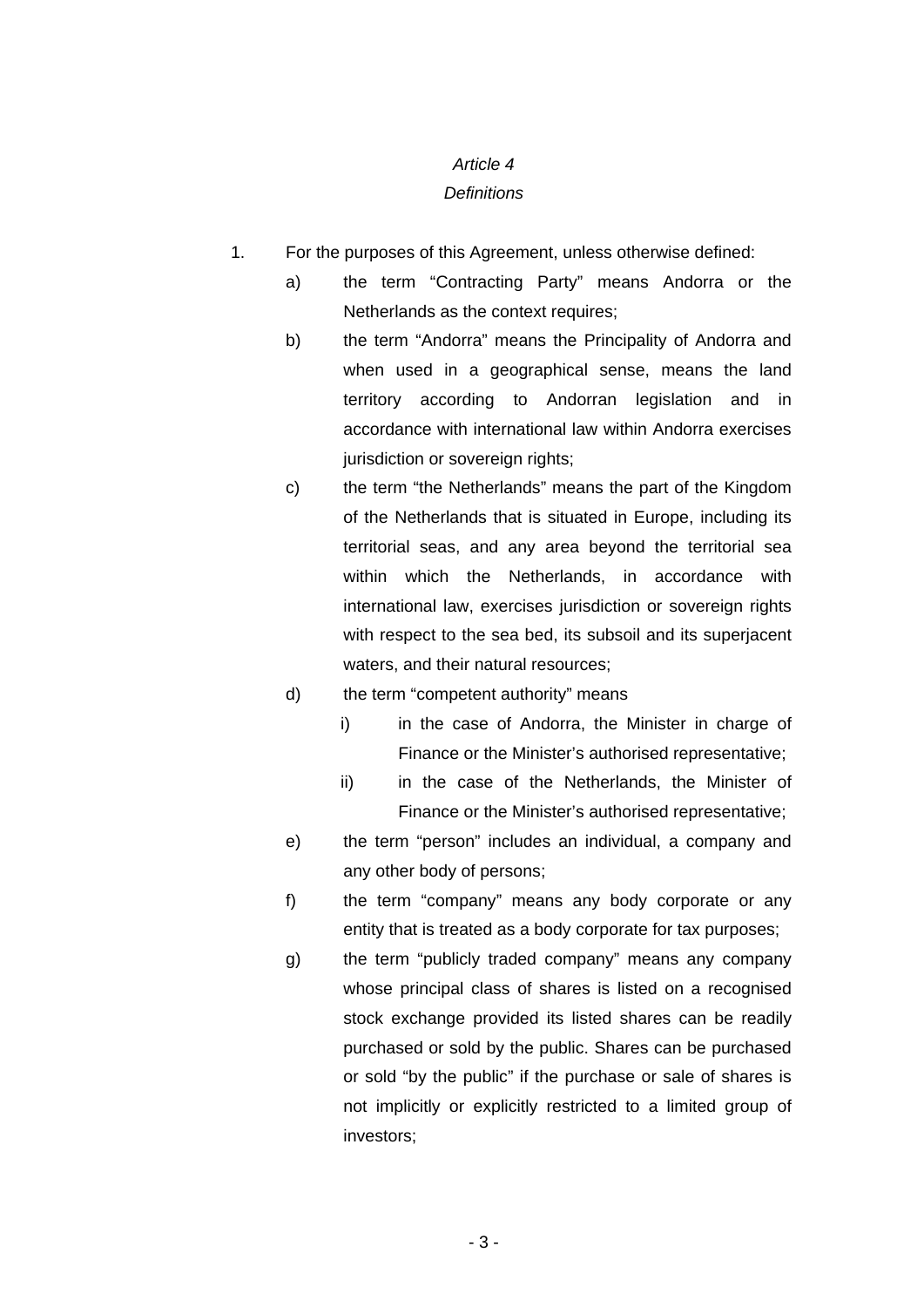*Article 4*

*Definitions*

1. For the purposes of this Agreement, unless otherwise defined:

   a) the term “Contracting Party” means Andorra or the Netherlands as the context requires;

   b) the term “Andorra” means the Principality of Andorra and when used in a geographical sense, means the land territory according to Andorran legislation and in accordance with international law within Andorra exercises jurisdiction or sovereign rights;

   c) the term “the Netherlands” means the part of the Kingdom of the Netherlands that is situated in Europe, including its territorial seas, and any area beyond the territorial sea within which the Netherlands, in accordance with international law, exercises jurisdiction or sovereign rights with respect to the sea bed, its subsoil and its superjacent waters, and their natural resources;

   d) the term “competent authority” means

      i) in the case of Andorra, the Minister in charge of Finance or the Minister’s authorised representative;

      ii) in the case of the Netherlands, the Minister of Finance or the Minister’s authorised representative;

   e) the term “person” includes an individual, a company and any other body of persons;

   f) the term “company” means any body corporate or any entity that is treated as a body corporate for tax purposes;

   g) the term “publicly traded company” means any company whose principal class of shares is listed on a recognised stock exchange provided its listed shares can be readily purchased or sold by the public. Shares can be purchased or sold “by the public” if the purchase or sale of shares is not implicitly or explicitly restricted to a limited group of investors;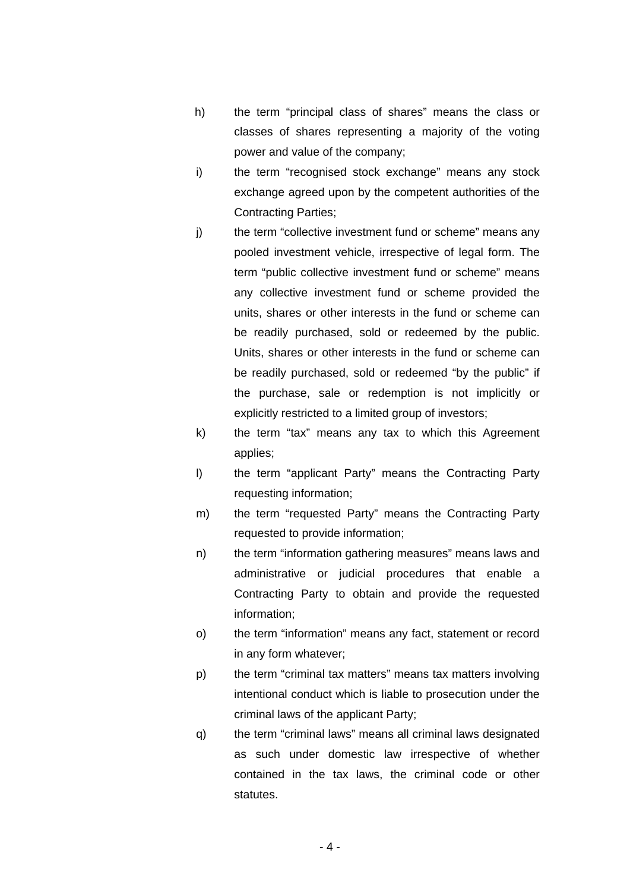h) the term “principal class of shares” means the class or classes of shares representing a majority of the voting power and value of the company;

i) the term “recognised stock exchange” means any stock exchange agreed upon by the competent authorities of the Contracting Parties;

j) the term “collective investment fund or scheme” means any pooled investment vehicle, irrespective of legal form. The term “public collective investment fund or scheme” means any collective investment fund or scheme provided the units, shares or other interests in the fund or scheme can be readily purchased, sold or redeemed by the public. Units, shares or other interests in the fund or scheme can be readily purchased, sold or redeemed “by the public” if the purchase, sale or redemption is not implicitly or explicitly restricted to a limited group of investors;

k) the term “tax” means any tax to which this Agreement applies;

l) the term “applicant Party” means the Contracting Party requesting information;

m) the term “requested Party” means the Contracting Party requested to provide information;

n) the term “information gathering measures” means laws and administrative or judicial procedures that enable a Contracting Party to obtain and provide the requested information;

o) the term “information” means any fact, statement or record in any form whatever;

p) the term “criminal tax matters” means tax matters involving intentional conduct which is liable to prosecution under the criminal laws of the applicant Party;

q) the term “criminal laws” means all criminal laws designated as such under domestic law irrespective of whether contained in the tax laws, the criminal code or other statutes.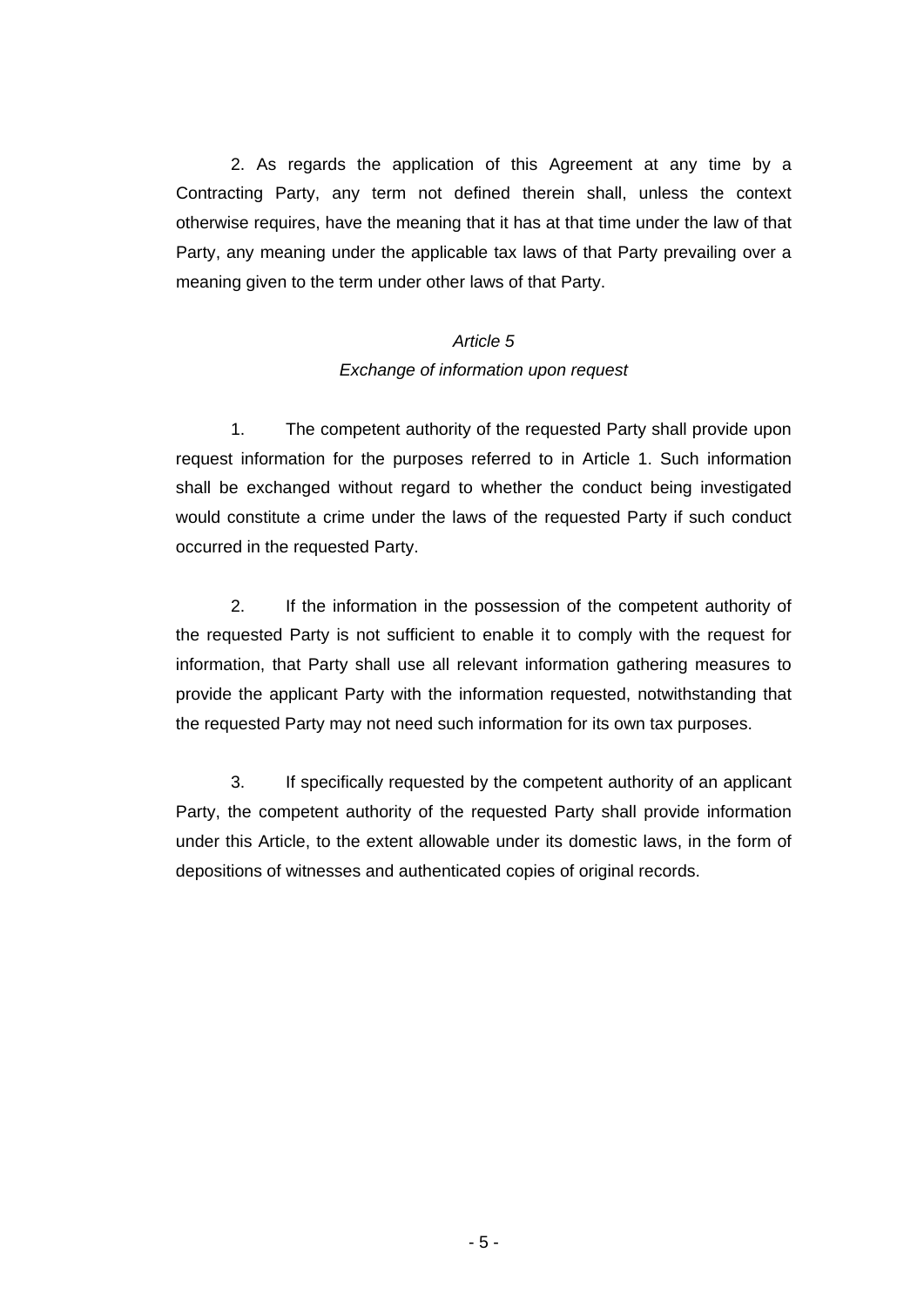2. As regards the application of this Agreement at any time by a Contracting Party, any term not defined therein shall, unless the context otherwise requires, have the meaning that it has at that time under the law of that Party, any meaning under the applicable tax laws of that Party prevailing over a meaning given to the term under other laws of that Party.

### *Article 5*
### *Exchange of information upon request*

1. The competent authority of the requested Party shall provide upon request information for the purposes referred to in Article 1. Such information shall be exchanged without regard to whether the conduct being investigated would constitute a crime under the laws of the requested Party if such conduct occurred in the requested Party.

2. If the information in the possession of the competent authority of the requested Party is not sufficient to enable it to comply with the request for information, that Party shall use all relevant information gathering measures to provide the applicant Party with the information requested, notwithstanding that the requested Party may not need such information for its own tax purposes.

3. If specifically requested by the competent authority of an applicant Party, the competent authority of the requested Party shall provide information under this Article, to the extent allowable under its domestic laws, in the form of depositions of witnesses and authenticated copies of original records.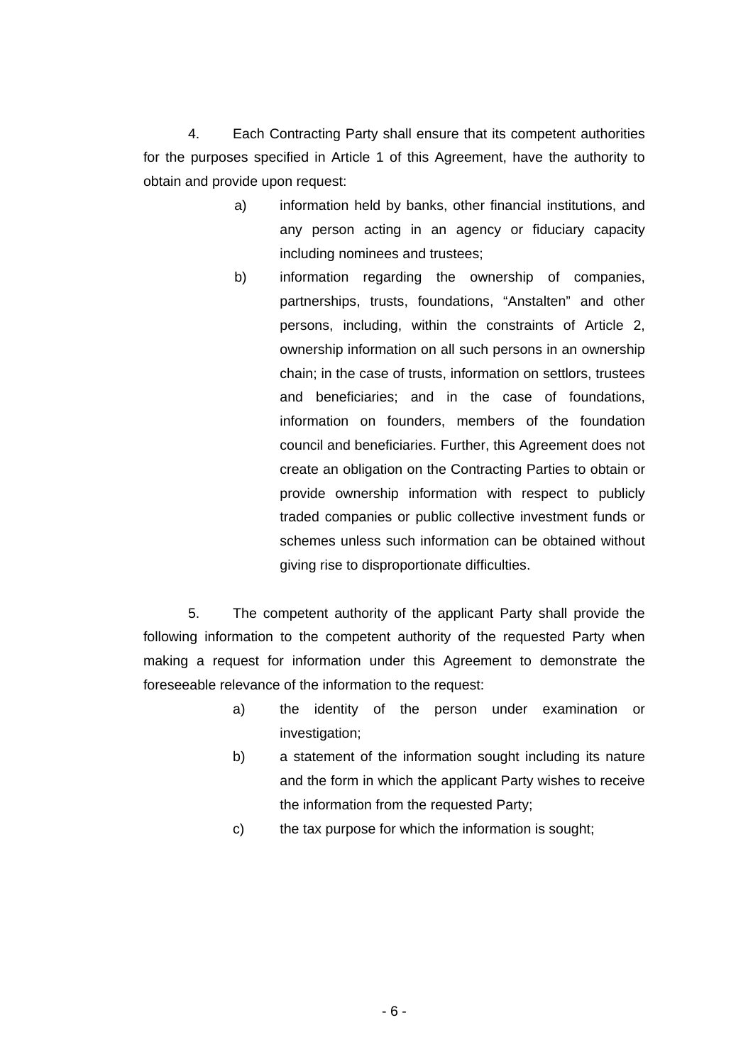4. Each Contracting Party shall ensure that its competent authorities for the purposes specified in Article 1 of this Agreement, have the authority to obtain and provide upon request:

a) information held by banks, other financial institutions, and any person acting in an agency or fiduciary capacity including nominees and trustees;

b) information regarding the ownership of companies, partnerships, trusts, foundations, "Anstalten" and other persons, including, within the constraints of Article 2, ownership information on all such persons in an ownership chain; in the case of trusts, information on settlors, trustees and beneficiaries; and in the case of foundations, information on founders, members of the foundation council and beneficiaries. Further, this Agreement does not create an obligation on the Contracting Parties to obtain or provide ownership information with respect to publicly traded companies or public collective investment funds or schemes unless such information can be obtained without giving rise to disproportionate difficulties.

5. The competent authority of the applicant Party shall provide the following information to the competent authority of the requested Party when making a request for information under this Agreement to demonstrate the foreseeable relevance of the information to the request:

a) the identity of the person under examination or investigation;

b) a statement of the information sought including its nature and the form in which the applicant Party wishes to receive the information from the requested Party;

c) the tax purpose for which the information is sought;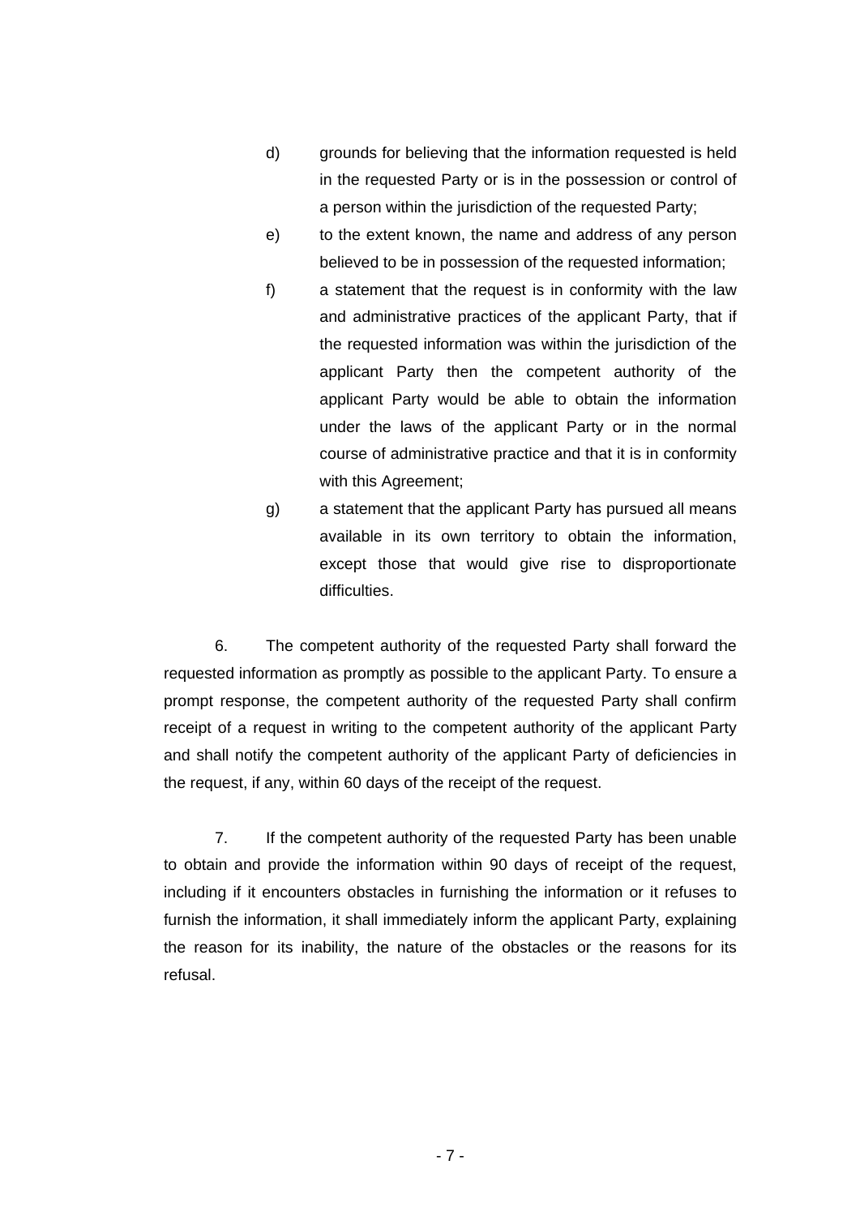d) grounds for believing that the information requested is held in the requested Party or is in the possession or control of a person within the jurisdiction of the requested Party;

e) to the extent known, the name and address of any person believed to be in possession of the requested information;

f) a statement that the request is in conformity with the law and administrative practices of the applicant Party, that if the requested information was within the jurisdiction of the applicant Party then the competent authority of the applicant Party would be able to obtain the information under the laws of the applicant Party or in the normal course of administrative practice and that it is in conformity with this Agreement;

g) a statement that the applicant Party has pursued all means available in its own territory to obtain the information, except those that would give rise to disproportionate difficulties.

6. The competent authority of the requested Party shall forward the requested information as promptly as possible to the applicant Party. To ensure a prompt response, the competent authority of the requested Party shall confirm receipt of a request in writing to the competent authority of the applicant Party and shall notify the competent authority of the applicant Party of deficiencies in the request, if any, within 60 days of the receipt of the request.

7. If the competent authority of the requested Party has been unable to obtain and provide the information within 90 days of receipt of the request, including if it encounters obstacles in furnishing the information or it refuses to furnish the information, it shall immediately inform the applicant Party, explaining the reason for its inability, the nature of the obstacles or the reasons for its refusal.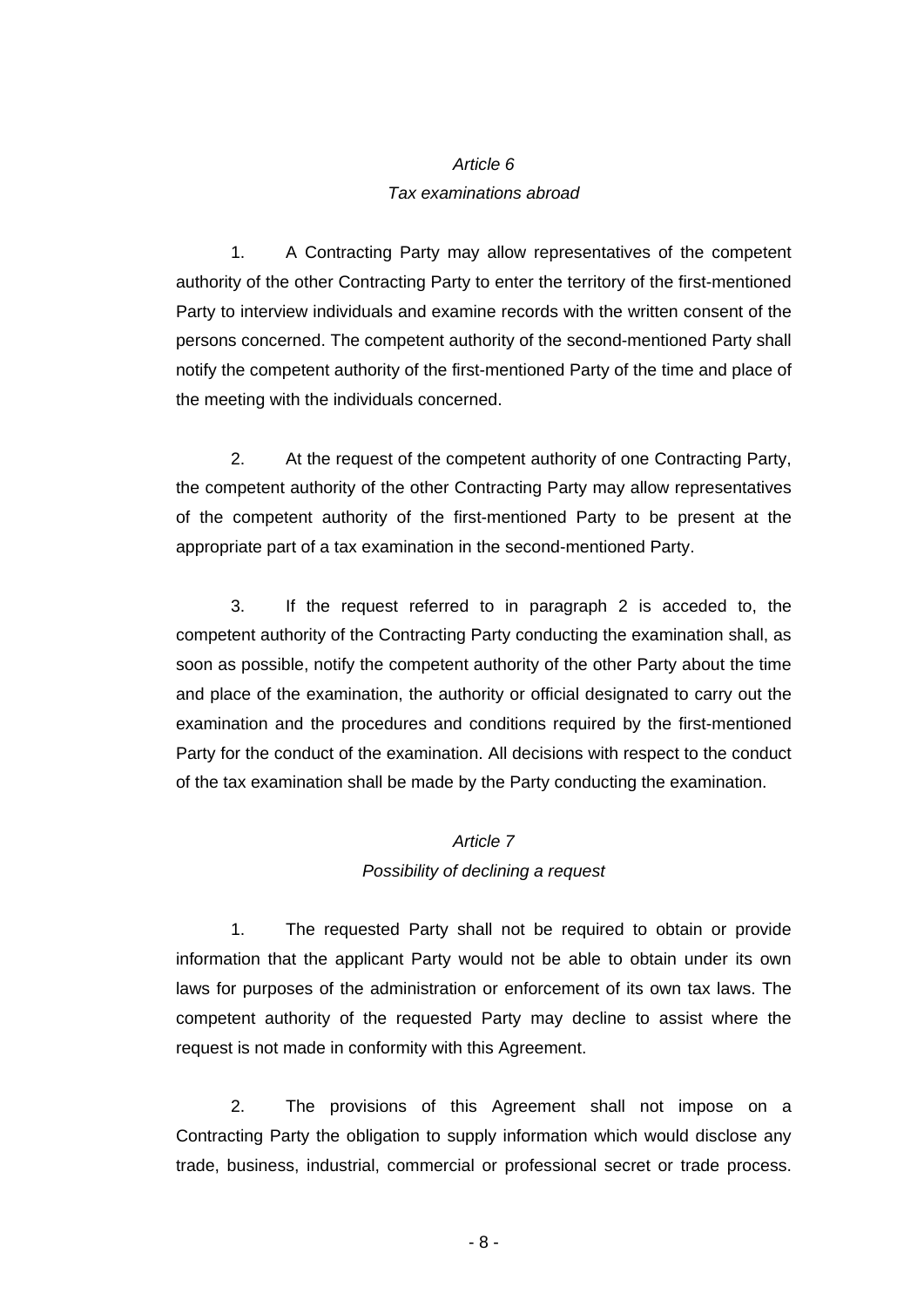*Article 6*

*Tax examinations abroad*

1. A Contracting Party may allow representatives of the competent authority of the other Contracting Party to enter the territory of the first-mentioned Party to interview individuals and examine records with the written consent of the persons concerned. The competent authority of the second-mentioned Party shall notify the competent authority of the first-mentioned Party of the time and place of the meeting with the individuals concerned.

2. At the request of the competent authority of one Contracting Party, the competent authority of the other Contracting Party may allow representatives of the competent authority of the first-mentioned Party to be present at the appropriate part of a tax examination in the second-mentioned Party.

3. If the request referred to in paragraph 2 is acceded to, the competent authority of the Contracting Party conducting the examination shall, as soon as possible, notify the competent authority of the other Party about the time and place of the examination, the authority or official designated to carry out the examination and the procedures and conditions required by the first-mentioned Party for the conduct of the examination. All decisions with respect to the conduct of the tax examination shall be made by the Party conducting the examination.

*Article 7*

*Possibility of declining a request*

1. The requested Party shall not be required to obtain or provide information that the applicant Party would not be able to obtain under its own laws for purposes of the administration or enforcement of its own tax laws. The competent authority of the requested Party may decline to assist where the request is not made in conformity with this Agreement.

2. The provisions of this Agreement shall not impose on a Contracting Party the obligation to supply information which would disclose any trade, business, industrial, commercial or professional secret or trade process.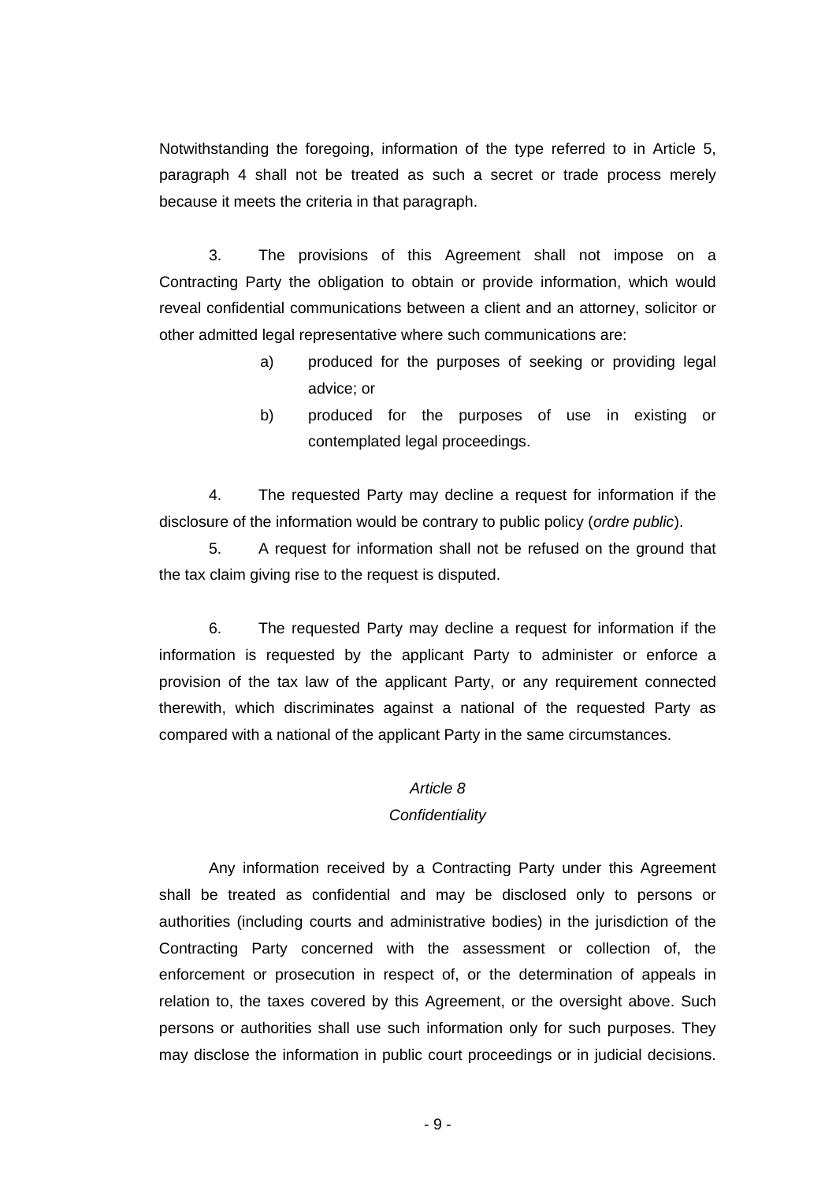Notwithstanding the foregoing, information of the type referred to in Article 5, paragraph 4 shall not be treated as such a secret or trade process merely because it meets the criteria in that paragraph.

3. The provisions of this Agreement shall not impose on a Contracting Party the obligation to obtain or provide information, which would reveal confidential communications between a client and an attorney, solicitor or other admitted legal representative where such communications are:

a) produced for the purposes of seeking or providing legal advice; or

b) produced for the purposes of use in existing or contemplated legal proceedings.

4. The requested Party may decline a request for information if the disclosure of the information would be contrary to public policy (*ordre public*).

5. A request for information shall not be refused on the ground that the tax claim giving rise to the request is disputed.

6. The requested Party may decline a request for information if the information is requested by the applicant Party to administer or enforce a provision of the tax law of the applicant Party, or any requirement connected therewith, which discriminates against a national of the requested Party as compared with a national of the applicant Party in the same circumstances.

*Article 8*

*Confidentiality*

Any information received by a Contracting Party under this Agreement shall be treated as confidential and may be disclosed only to persons or authorities (including courts and administrative bodies) in the jurisdiction of the Contracting Party concerned with the assessment or collection of, the enforcement or prosecution in respect of, or the determination of appeals in relation to, the taxes covered by this Agreement, or the oversight above. Such persons or authorities shall use such information only for such purposes. They may disclose the information in public court proceedings or in judicial decisions.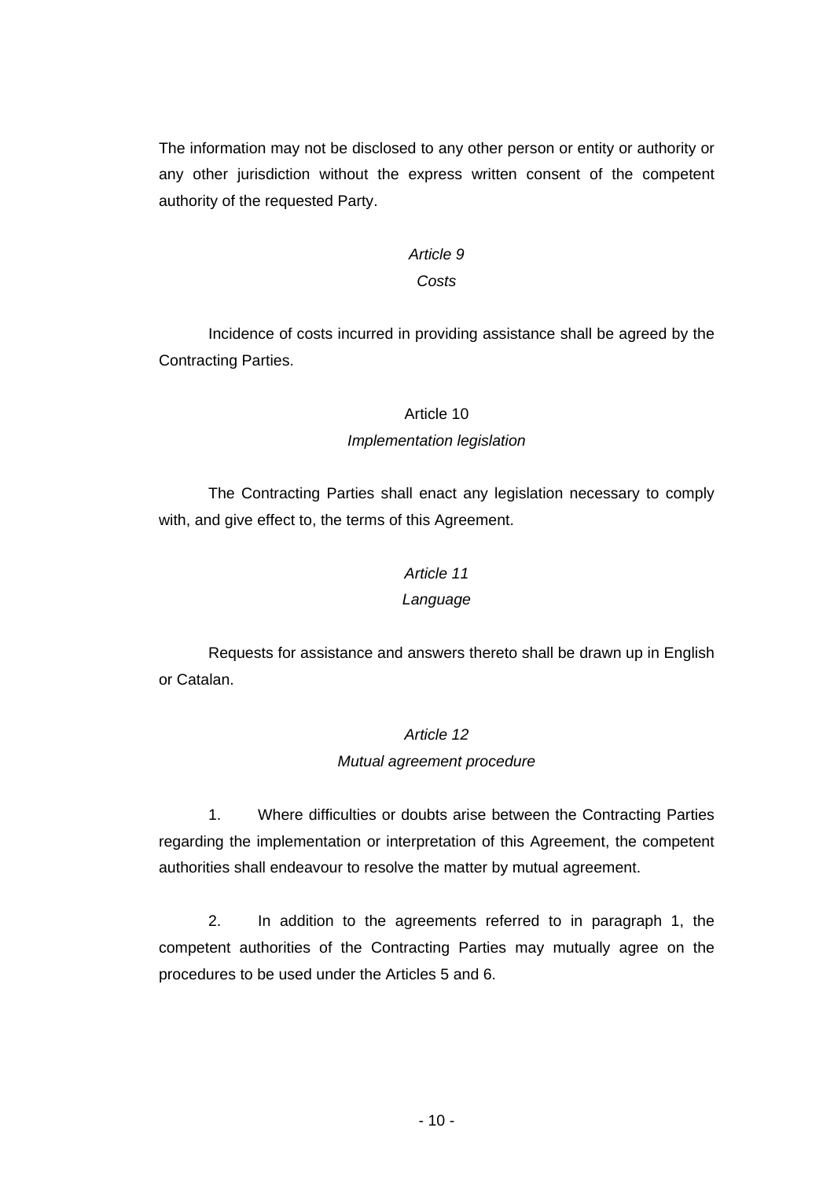The information may not be disclosed to any other person or entity or authority or any other jurisdiction without the express written consent of the competent authority of the requested Party.

*Article 9*

*Costs*

Incidence of costs incurred in providing assistance shall be agreed by the Contracting Parties.

Article 10

*Implementation legislation*

The Contracting Parties shall enact any legislation necessary to comply with, and give effect to, the terms of this Agreement.

*Article 11*

*Language*

Requests for assistance and answers thereto shall be drawn up in English or Catalan.

*Article 12*

*Mutual agreement procedure*

1. Where difficulties or doubts arise between the Contracting Parties regarding the implementation or interpretation of this Agreement, the competent authorities shall endeavour to resolve the matter by mutual agreement.

2. In addition to the agreements referred to in paragraph 1, the competent authorities of the Contracting Parties may mutually agree on the procedures to be used under the Articles 5 and 6.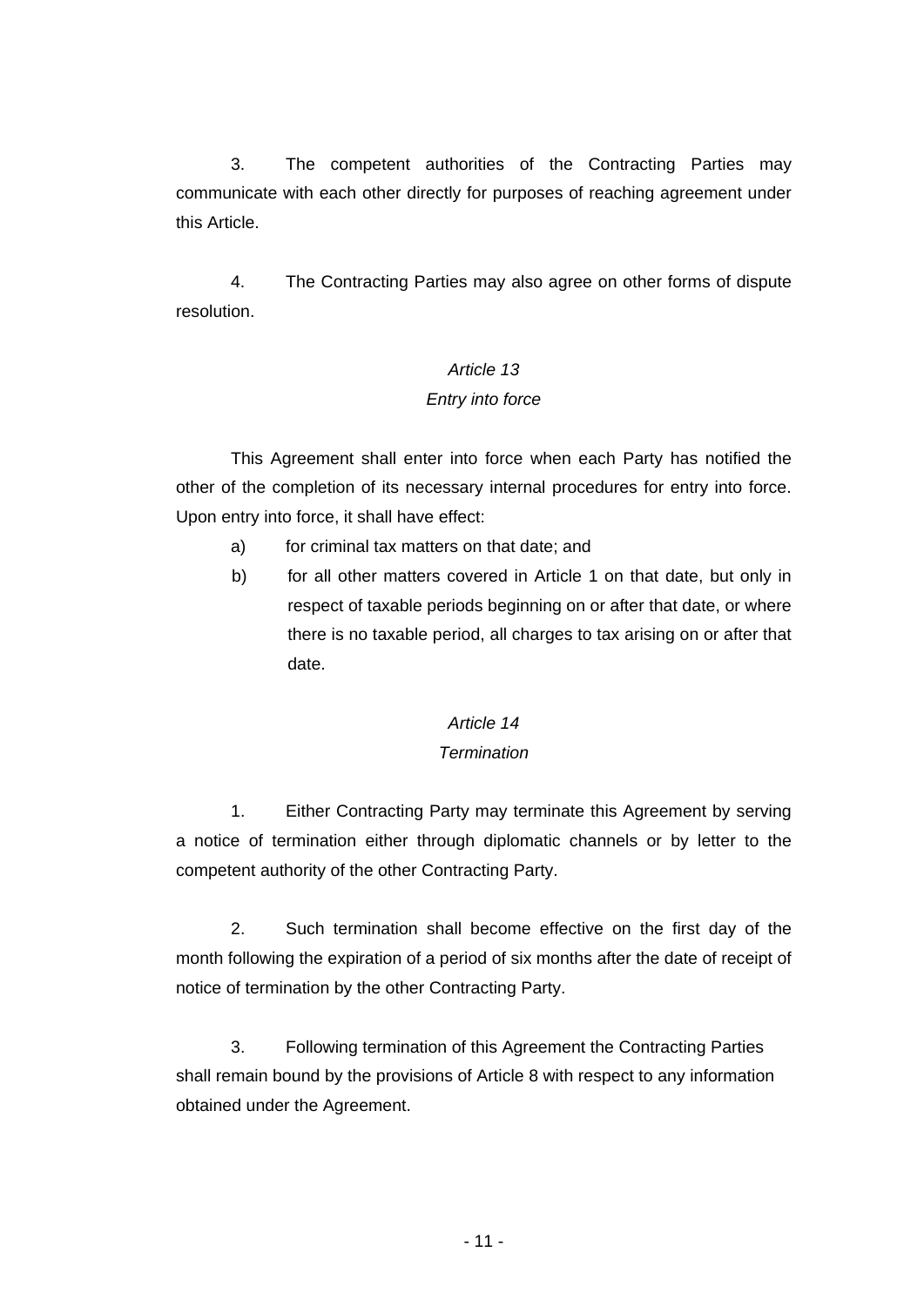3. The competent authorities of the Contracting Parties may communicate with each other directly for purposes of reaching agreement under this Article.

4. The Contracting Parties may also agree on other forms of dispute resolution.

*Article 13*

*Entry into force*

This Agreement shall enter into force when each Party has notified the other of the completion of its necessary internal procedures for entry into force. Upon entry into force, it shall have effect:

a) for criminal tax matters on that date; and

b) for all other matters covered in Article 1 on that date, but only in respect of taxable periods beginning on or after that date, or where there is no taxable period, all charges to tax arising on or after that date.

*Article 14*

*Termination*

1. Either Contracting Party may terminate this Agreement by serving a notice of termination either through diplomatic channels or by letter to the competent authority of the other Contracting Party.

2. Such termination shall become effective on the first day of the month following the expiration of a period of six months after the date of receipt of notice of termination by the other Contracting Party.

3. Following termination of this Agreement the Contracting Parties shall remain bound by the provisions of Article 8 with respect to any information obtained under the Agreement.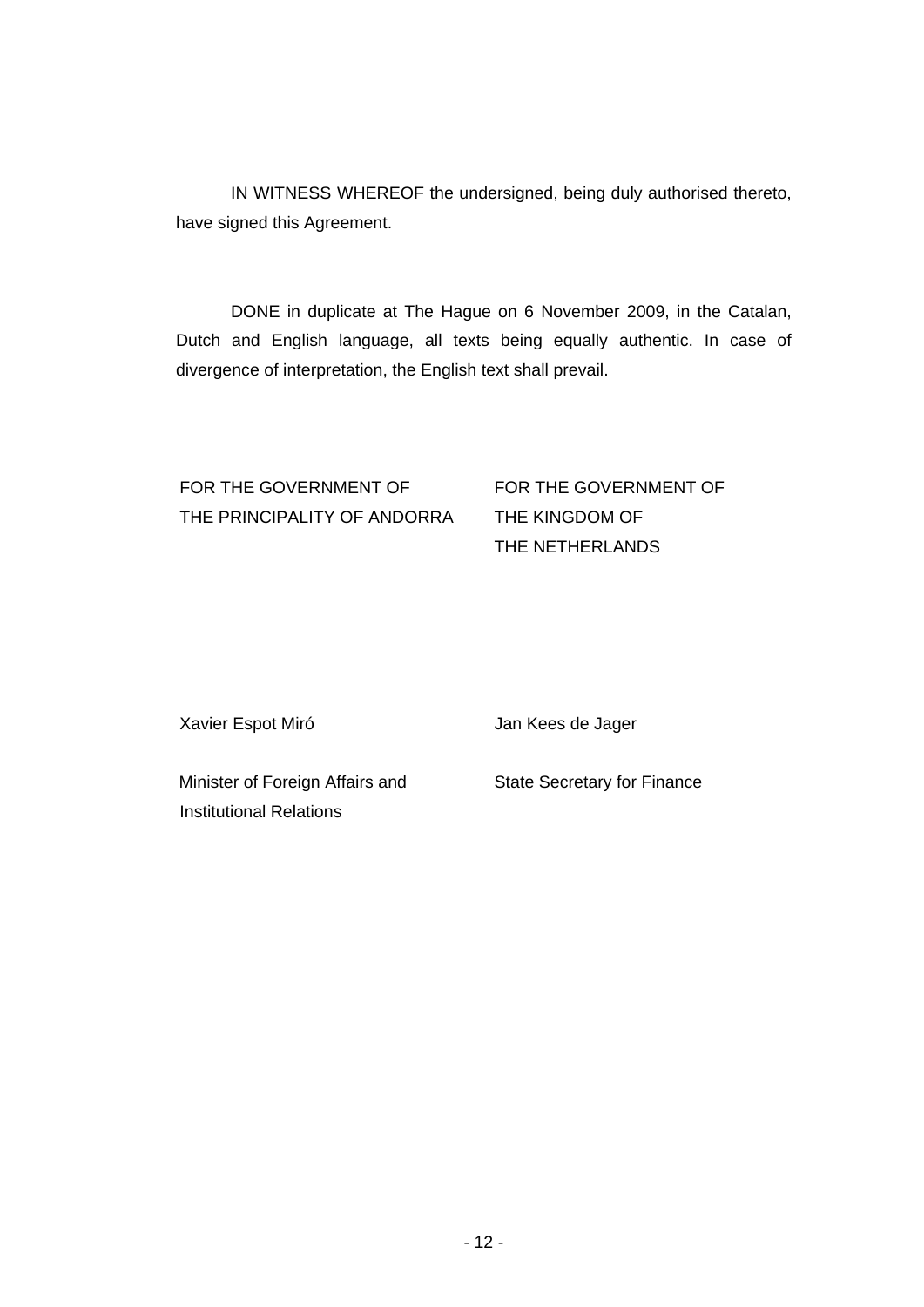IN WITNESS WHEREOF the undersigned, being duly authorised thereto, have signed this Agreement.

DONE in duplicate at The Hague on 6 November 2009, in the Catalan, Dutch and English language, all texts being equally authentic. In case of divergence of interpretation, the English text shall prevail.

| | |
|---|---|
| FOR THE GOVERNMENT OF THE PRINCIPALITY OF ANDORRA | FOR THE GOVERNMENT OF THE KINGDOM OF THE NETHERLANDS |
| Xavier Espot Miró | Jan Kees de Jager |
| Minister of Foreign Affairs and Institutional Relations | State Secretary for Finance |